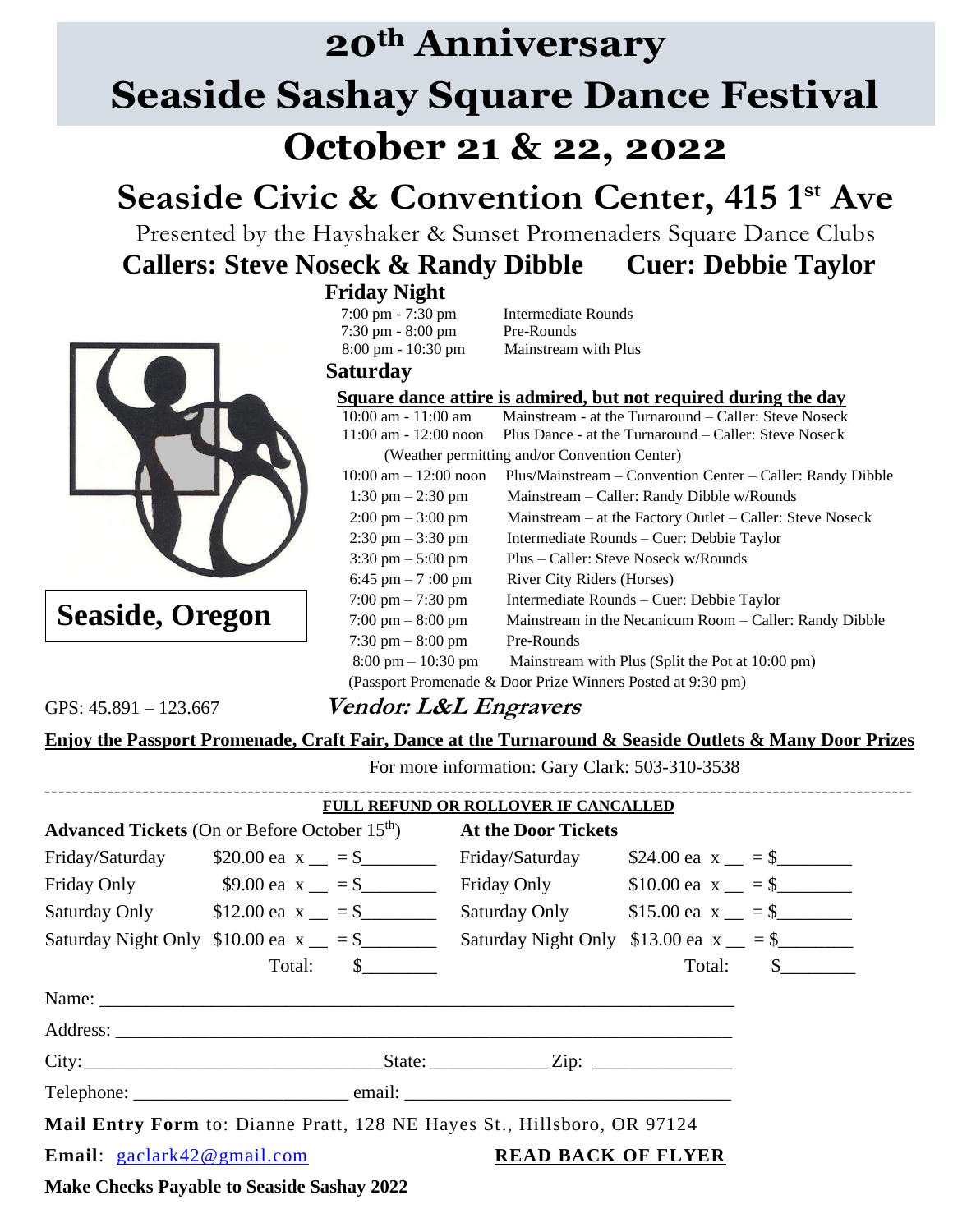# 20th Anniversary

# Seaside Sashay Square Dance Festival

## October 21 & 22, 2022

## Seaside Civic & Convention Center, 415 1st Ave

Presented by the Hayshaker & Sunset Promenaders Square Dance Clubs

**Callers: Steve Noseck & Randy Dibble Cuer: Debbie Taylor**

### Friday Night

| | |
|---|---|
| 7:00 pm - 7:30 pm | Intermediate Rounds |
| 7:30 pm - 8:00 pm | Pre-Rounds |
| 8:00 pm - 10:30 pm | Mainstream with Plus |

### Saturday

**Square dance attire is admired, but not required during the day**

| | |
|---|---|
| 10:00 am - 11:00 am | Mainstream - at the Turnaround – Caller: Steve Noseck |
| 11:00 am - 12:00 noon | Plus Dance - at the Turnaround – Caller: Steve Noseck |
| | (Weather permitting and/or Convention Center) |
| 10:00 am – 12:00 noon | Plus/Mainstream – Convention Center – Caller: Randy Dibble |
| 1:30 pm – 2:30 pm | Mainstream – Caller: Randy Dibble w/Rounds |
| 2:00 pm – 3:00 pm | Mainstream – at the Factory Outlet – Caller: Steve Noseck |
| 2:30 pm – 3:30 pm | Intermediate Rounds – Cuer: Debbie Taylor |
| 3:30 pm – 5:00 pm | Plus – Caller: Steve Noseck w/Rounds |
| 6:45 pm – 7 :00 pm | River City Riders (Horses) |
| 7:00 pm – 7:30 pm | Intermediate Rounds – Cuer: Debbie Taylor |
| 7:00 pm – 8:00 pm | Mainstream in the Necanicum Room – Caller: Randy Dibble |
| 7:30 pm – 8:00 pm | Pre-Rounds |
| 8:00 pm – 10:30 pm | Mainstream with Plus (Split the Pot at 10:00 pm) |

(Passport Promenade & Door Prize Winners Posted at 9:30 pm)

**Seaside, Oregon**

GPS: 45.891 – 123.667

***Vendor: L&L Engravers***

**Enjoy the Passport Promenade, Craft Fair, Dance at the Turnaround & Seaside Outlets & Many Door Prizes**

For more information: Gary Clark: 503-310-3538

---

**FULL REFUND OR ROLLOVER IF CANCALLED**

| **Advanced Tickets** (On or Before October 15th) | | **At the Door Tickets** | |
|---|---|---|---|
| Friday/Saturday | \$20.00 ea x __ = \$________ | Friday/Saturday | \$24.00 ea x __ = \$________ |
| Friday Only | \$9.00 ea x __ = \$________ | Friday Only | \$10.00 ea x __ = \$________ |
| Saturday Only | \$12.00 ea x __ = \$________ | Saturday Only | \$15.00 ea x __ = \$________ |
| Saturday Night Only | \$10.00 ea x __ = \$________ | Saturday Night Only | \$13.00 ea x __ = \$________ |
| | Total: \$________ | | Total: \$________ |

Name: ______________________________________________________________

Address: ____________________________________________________________

City:______________________________State:____________Zip: ______________

Telephone: ______________________ email: _________________________________

**Mail Entry Form** to: Dianne Pratt, 128 NE Hayes St., Hillsboro, OR 97124

**Email**: gaclark42@gmail.com **READ BACK OF FLYER**

**Make Checks Payable to Seaside Sashay 2022**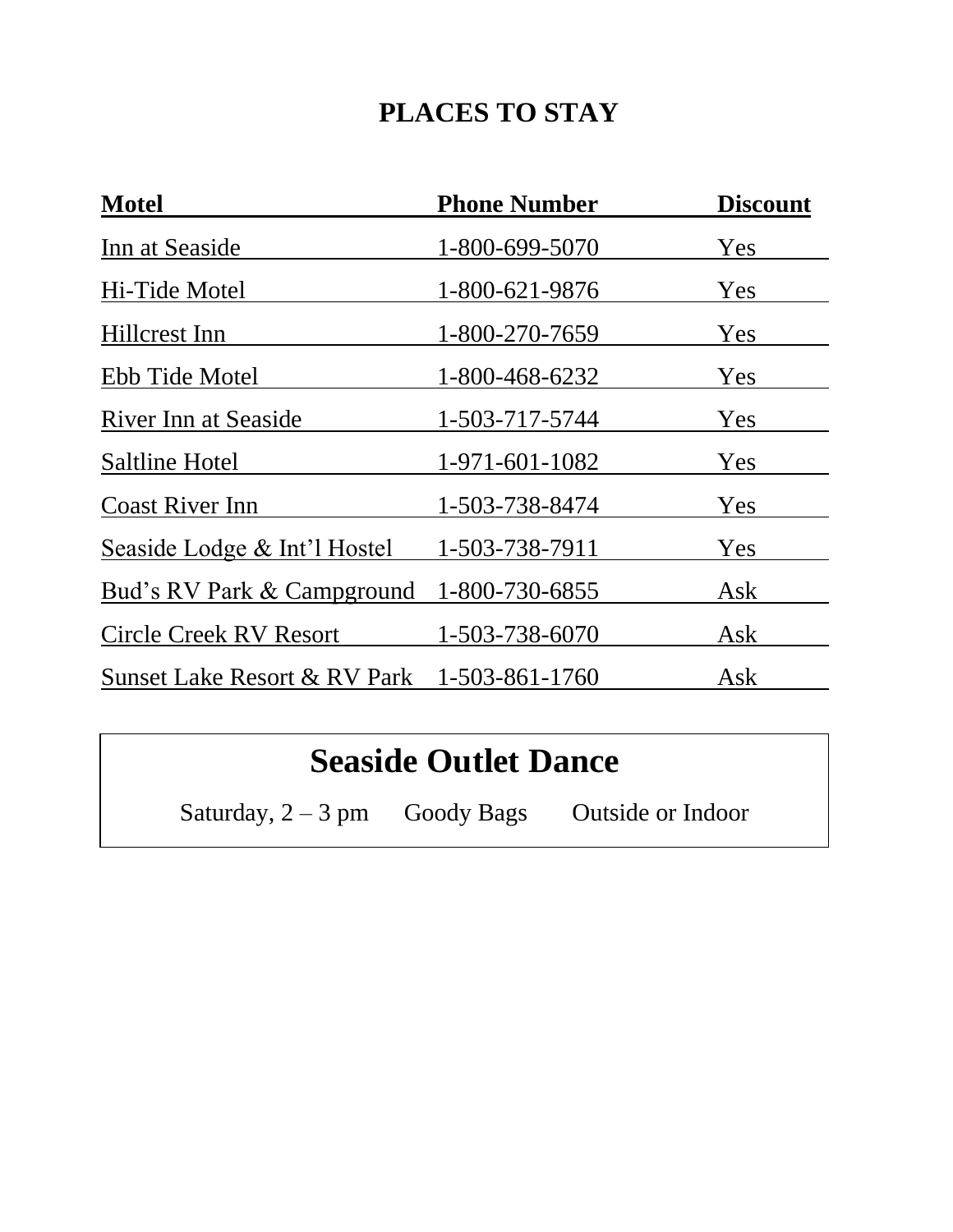# PLACES TO STAY

| Motel | Phone Number | Discount |
|---|---|---|
| Inn at Seaside | 1-800-699-5070 | Yes |
| Hi-Tide Motel | 1-800-621-9876 | Yes |
| Hillcrest Inn | 1-800-270-7659 | Yes |
| Ebb Tide Motel | 1-800-468-6232 | Yes |
| River Inn at Seaside | 1-503-717-5744 | Yes |
| Saltline Hotel | 1-971-601-1082 | Yes |
| Coast River Inn | 1-503-738-8474 | Yes |
| Seaside Lodge & Int'l Hostel | 1-503-738-7911 | Yes |
| Bud's RV Park & Campground | 1-800-730-6855 | Ask |
| Circle Creek RV Resort | 1-503-738-6070 | Ask |
| Sunset Lake Resort & RV Park | 1-503-861-1760 | Ask |

## Seaside Outlet Dance

Saturday, 2 – 3 pm     Goody Bags     Outside or Indoor